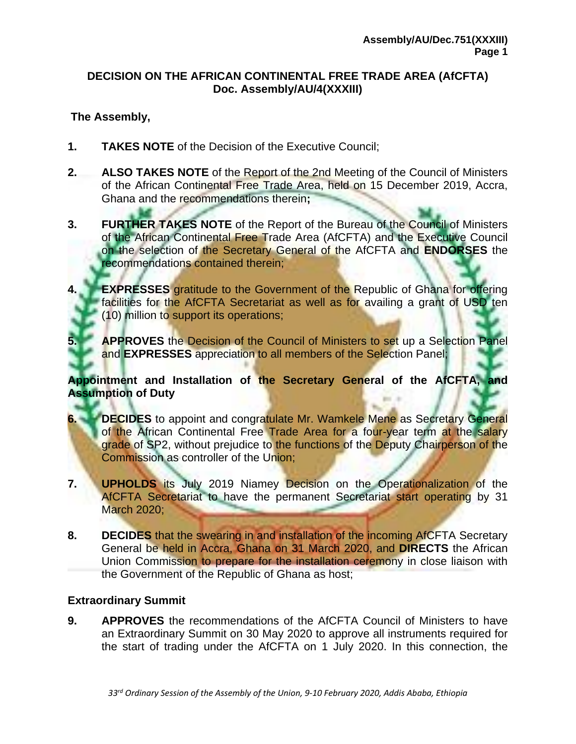# DECISION ON THE AFRICAN CONTINENTAL FREE TRADE AREA (AfCFTA)
## Doc. Assembly/AU/4(XXXIII)

**The Assembly,**

1. **TAKES NOTE** of the Decision of the Executive Council;

2. **ALSO TAKES NOTE** of the Report of the 2nd Meeting of the Council of Ministers of the African Continental Free Trade Area, held on 15 December 2019, Accra, Ghana and the recommendations therein**;**

3. **FURTHER TAKES NOTE** of the Report of the Bureau of the Council of Ministers of the African Continental Free Trade Area (AfCFTA) and the Executive Council on the selection of the Secretary General of the AfCFTA and **ENDORSES** the recommendations contained therein;

4. **EXPRESSES** gratitude to the Government of the Republic of Ghana for offering facilities for the AfCFTA Secretariat as well as for availing a grant of USD ten (10) million to support its operations;

5. **APPROVES** the Decision of the Council of Ministers to set up a Selection Panel and **EXPRESSES** appreciation to all members of the Selection Panel;

**Appointment and Installation of the Secretary General of the AfCFTA, and Assumption of Duty**

6. **DECIDES** to appoint and congratulate Mr. Wamkele Mene as Secretary General of the African Continental Free Trade Area for a four-year term at the salary grade of SP2, without prejudice to the functions of the Deputy Chairperson of the Commission as controller of the Union;

7. **UPHOLDS** its July 2019 Niamey Decision on the Operationalization of the AfCFTA Secretariat to have the permanent Secretariat start operating by 31 March 2020;

8. **DECIDES** that the swearing in and installation of the incoming AfCFTA Secretary General be held in Accra, Ghana on 31 March 2020, and **DIRECTS** the African Union Commission to prepare for the installation ceremony in close liaison with the Government of the Republic of Ghana as host;

**Extraordinary Summit**

9. **APPROVES** the recommendations of the AfCFTA Council of Ministers to have an Extraordinary Summit on 30 May 2020 to approve all instruments required for the start of trading under the AfCFTA on 1 July 2020. In this connection, the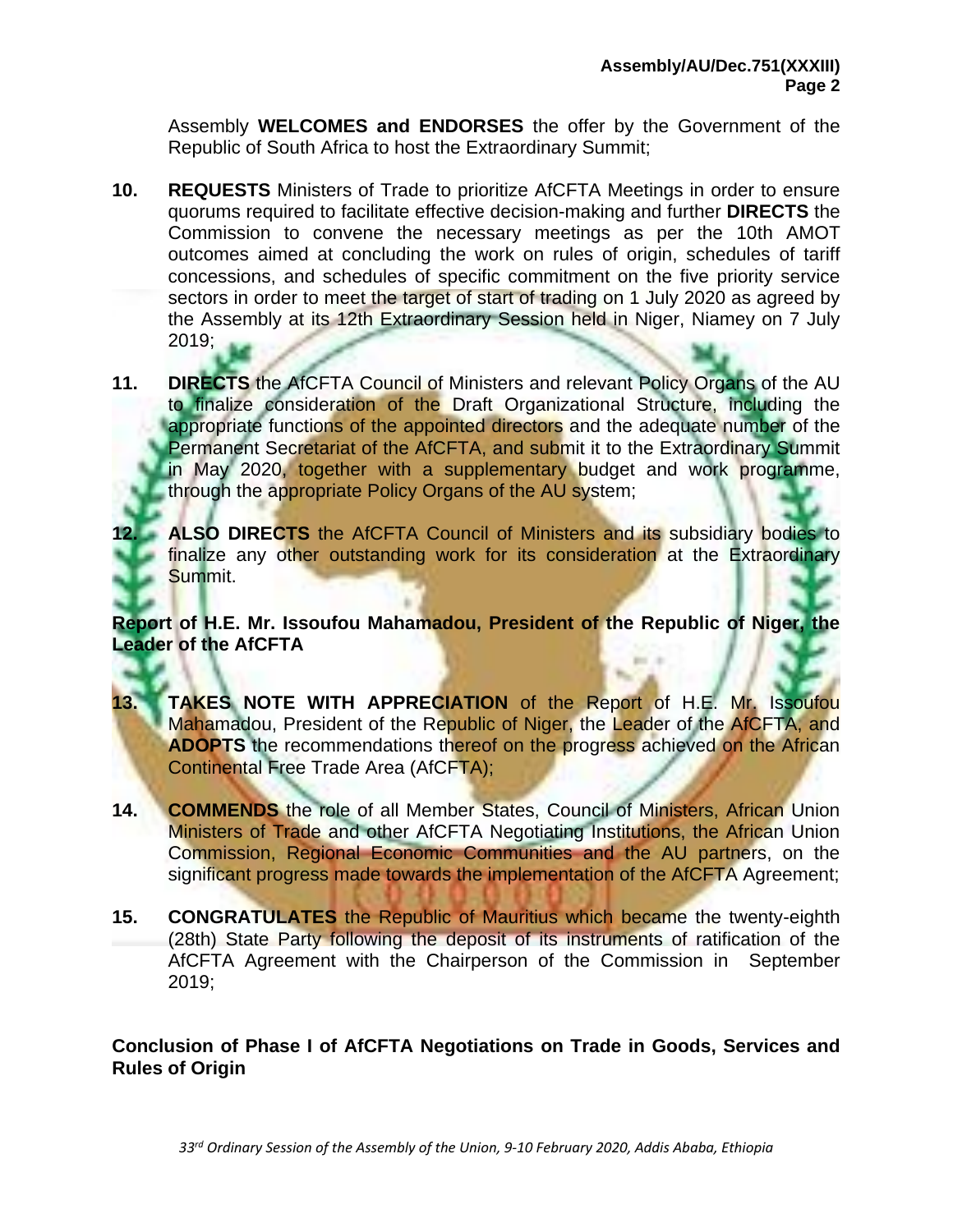Assembly **WELCOMES and ENDORSES** the offer by the Government of the Republic of South Africa to host the Extraordinary Summit;

10. **REQUESTS** Ministers of Trade to prioritize AfCFTA Meetings in order to ensure quorums required to facilitate effective decision-making and further **DIRECTS** the Commission to convene the necessary meetings as per the 10th AMOT outcomes aimed at concluding the work on rules of origin, schedules of tariff concessions, and schedules of specific commitment on the five priority service sectors in order to meet the target of start of trading on 1 July 2020 as agreed by the Assembly at its 12th Extraordinary Session held in Niger, Niamey on 7 July 2019;

11. **DIRECTS** the AfCFTA Council of Ministers and relevant Policy Organs of the AU to finalize consideration of the Draft Organizational Structure, including the appropriate functions of the appointed directors and the adequate number of the Permanent Secretariat of the AfCFTA, and submit it to the Extraordinary Summit in May 2020, together with a supplementary budget and work programme, through the appropriate Policy Organs of the AU system;

12. **ALSO DIRECTS** the AfCFTA Council of Ministers and its subsidiary bodies to finalize any other outstanding work for its consideration at the Extraordinary Summit.

**Report of H.E. Mr. Issoufou Mahamadou, President of the Republic of Niger, the Leader of the AfCFTA**

13. **TAKES NOTE WITH APPRECIATION** of the Report of H.E. Mr. Issoufou Mahamadou, President of the Republic of Niger, the Leader of the AfCFTA, and **ADOPTS** the recommendations thereof on the progress achieved on the African Continental Free Trade Area (AfCFTA);

14. **COMMENDS** the role of all Member States, Council of Ministers, African Union Ministers of Trade and other AfCFTA Negotiating Institutions, the African Union Commission, Regional Economic Communities and the AU partners, on the significant progress made towards the implementation of the AfCFTA Agreement;

15. **CONGRATULATES** the Republic of Mauritius which became the twenty-eighth (28th) State Party following the deposit of its instruments of ratification of the AfCFTA Agreement with the Chairperson of the Commission in September 2019;

**Conclusion of Phase I of AfCFTA Negotiations on Trade in Goods, Services and Rules of Origin**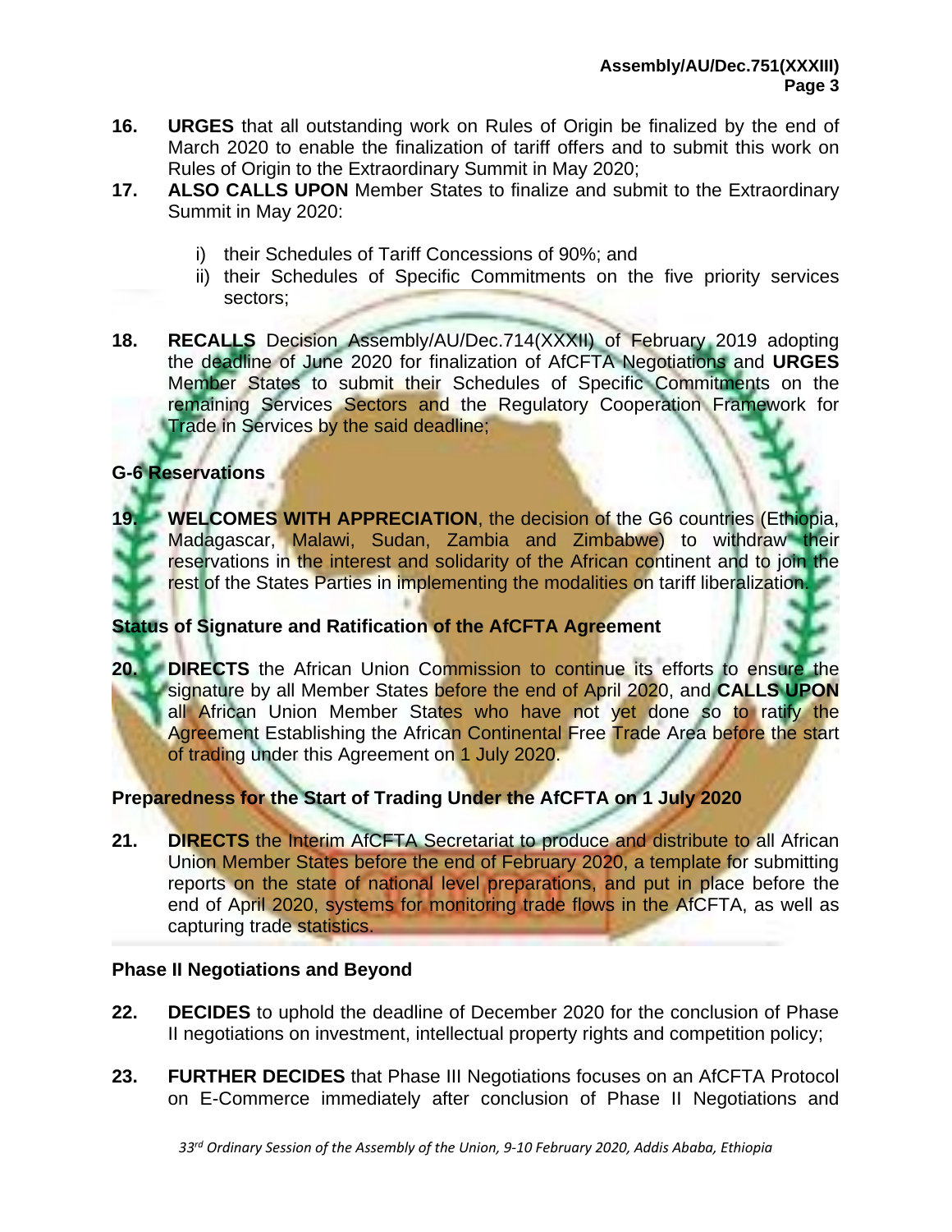**16.** **URGES** that all outstanding work on Rules of Origin be finalized by the end of March 2020 to enable the finalization of tariff offers and to submit this work on Rules of Origin to the Extraordinary Summit in May 2020;

**17.** **ALSO CALLS UPON** Member States to finalize and submit to the Extraordinary Summit in May 2020:

i) their Schedules of Tariff Concessions of 90%; and
ii) their Schedules of Specific Commitments on the five priority services sectors;

**18.** **RECALLS** Decision Assembly/AU/Dec.714(XXXII) of February 2019 adopting the deadline of June 2020 for finalization of AfCFTA Negotiations and **URGES** Member States to submit their Schedules of Specific Commitments on the remaining Services Sectors and the Regulatory Cooperation Framework for Trade in Services by the said deadline;

### G-6 Reservations

**19.** **WELCOMES WITH APPRECIATION**, the decision of the G6 countries (Ethiopia, Madagascar, Malawi, Sudan, Zambia and Zimbabwe) to withdraw their reservations in the interest and solidarity of the African continent and to join the rest of the States Parties in implementing the modalities on tariff liberalization.

### Status of Signature and Ratification of the AfCFTA Agreement

**20.** **DIRECTS** the African Union Commission to continue its efforts to ensure the signature by all Member States before the end of April 2020, and **CALLS UPON** all African Union Member States who have not yet done so to ratify the Agreement Establishing the African Continental Free Trade Area before the start of trading under this Agreement on 1 July 2020.

### Preparedness for the Start of Trading Under the AfCFTA on 1 July 2020

**21.** **DIRECTS** the Interim AfCFTA Secretariat to produce and distribute to all African Union Member States before the end of February 2020, a template for submitting reports on the state of national level preparations, and put in place before the end of April 2020, systems for monitoring trade flows in the AfCFTA, as well as capturing trade statistics.

### Phase II Negotiations and Beyond

**22.** **DECIDES** to uphold the deadline of December 2020 for the conclusion of Phase II negotiations on investment, intellectual property rights and competition policy;

**23.** **FURTHER DECIDES** that Phase III Negotiations focuses on an AfCFTA Protocol on E-Commerce immediately after conclusion of Phase II Negotiations and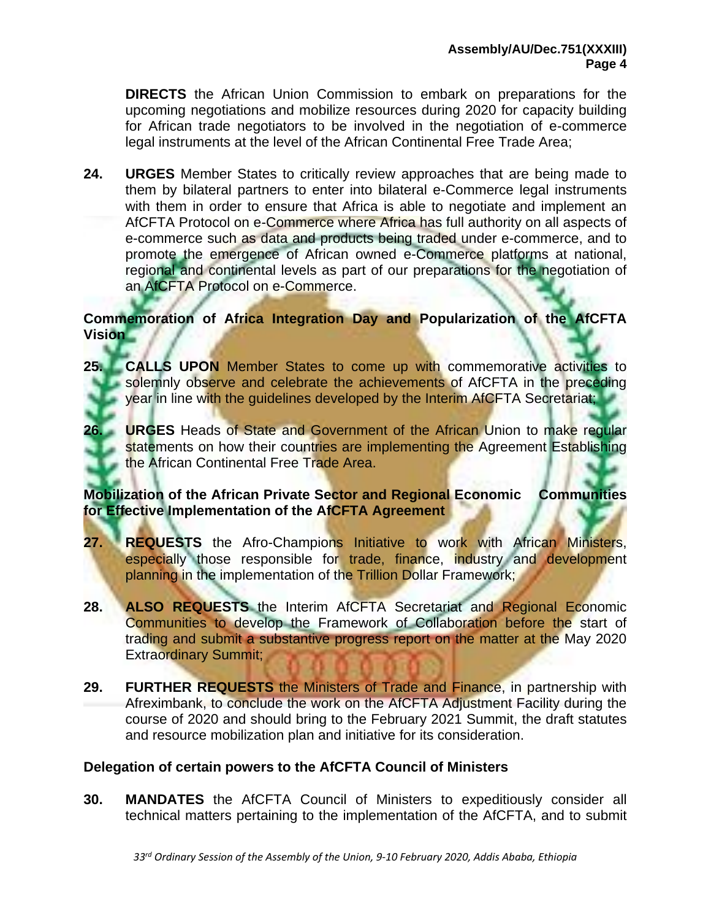**DIRECTS** the African Union Commission to embark on preparations for the upcoming negotiations and mobilize resources during 2020 for capacity building for African trade negotiators to be involved in the negotiation of e-commerce legal instruments at the level of the African Continental Free Trade Area;

24. **URGES** Member States to critically review approaches that are being made to them by bilateral partners to enter into bilateral e-Commerce legal instruments with them in order to ensure that Africa is able to negotiate and implement an AfCFTA Protocol on e-Commerce where Africa has full authority on all aspects of e-commerce such as data and products being traded under e-commerce, and to promote the emergence of African owned e-Commerce platforms at national, regional and continental levels as part of our preparations for the negotiation of an AfCFTA Protocol on e-Commerce.

**Commemoration of Africa Integration Day and Popularization of the AfCFTA Vision**

25. **CALLS UPON** Member States to come up with commemorative activities to solemnly observe and celebrate the achievements of AfCFTA in the preceding year in line with the guidelines developed by the Interim AfCFTA Secretariat;

26. **URGES** Heads of State and Government of the African Union to make regular statements on how their countries are implementing the Agreement Establishing the African Continental Free Trade Area.

**Mobilization of the African Private Sector and Regional Economic Communities for Effective Implementation of the AfCFTA Agreement**

27. **REQUESTS** the Afro-Champions Initiative to work with African Ministers, especially those responsible for trade, finance, industry and development planning in the implementation of the Trillion Dollar Framework;

28. **ALSO REQUESTS** the Interim AfCFTA Secretariat and Regional Economic Communities to develop the Framework of Collaboration before the start of trading and submit a substantive progress report on the matter at the May 2020 Extraordinary Summit;

29. **FURTHER REQUESTS** the Ministers of Trade and Finance, in partnership with Afreximbank, to conclude the work on the AfCFTA Adjustment Facility during the course of 2020 and should bring to the February 2021 Summit, the draft statutes and resource mobilization plan and initiative for its consideration.

**Delegation of certain powers to the AfCFTA Council of Ministers**

30. **MANDATES** the AfCFTA Council of Ministers to expeditiously consider all technical matters pertaining to the implementation of the AfCFTA, and to submit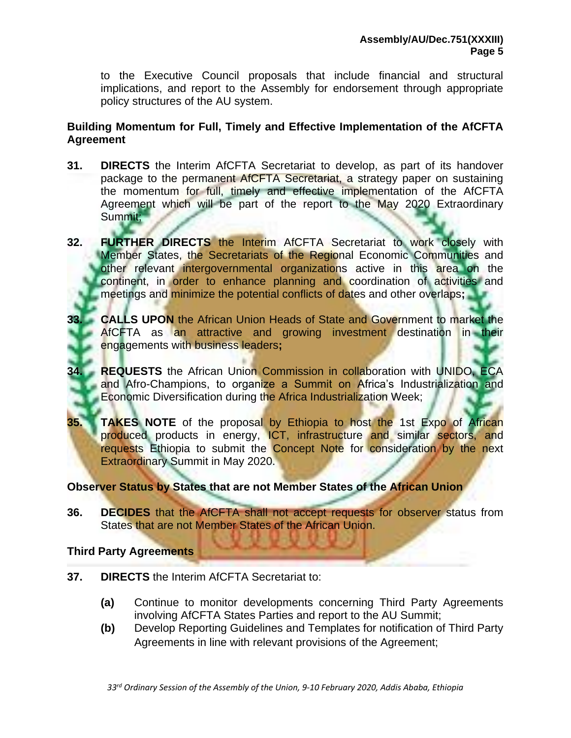to the Executive Council proposals that include financial and structural implications, and report to the Assembly for endorsement through appropriate policy structures of the AU system.

**Building Momentum for Full, Timely and Effective Implementation of the AfCFTA Agreement**

**31.** **DIRECTS** the Interim AfCFTA Secretariat to develop, as part of its handover package to the permanent AfCFTA Secretariat, a strategy paper on sustaining the momentum for full, timely and effective implementation of the AfCFTA Agreement which will be part of the report to the May 2020 Extraordinary Summit;

**32.** **FURTHER DIRECTS** the Interim AfCFTA Secretariat to work closely with Member States, the Secretariats of the Regional Economic Communities and other relevant intergovernmental organizations active in this area on the continent, in order to enhance planning and coordination of activities and meetings and minimize the potential conflicts of dates and other overlaps**;**

**33.** **CALLS UPON** the African Union Heads of State and Government to market the AfCFTA as an attractive and growing investment destination in their engagements with business leaders**;**

**34.** **REQUESTS** the African Union Commission in collaboration with UNIDO, ECA and Afro-Champions, to organize a Summit on Africa's Industrialization and Economic Diversification during the Africa Industrialization Week;

**35.** **TAKES NOTE** of the proposal by Ethiopia to host the 1st Expo of African produced products in energy, ICT, infrastructure and similar sectors, and requests Ethiopia to submit the Concept Note for consideration by the next Extraordinary Summit in May 2020.

**Observer Status by States that are not Member States of the African Union**

**36.** **DECIDES** that the AfCFTA shall not accept requests for observer status from States that are not Member States of the African Union.

**Third Party Agreements**

**37.** **DIRECTS** the Interim AfCFTA Secretariat to:

**(a)** Continue to monitor developments concerning Third Party Agreements involving AfCFTA States Parties and report to the AU Summit;

**(b)** Develop Reporting Guidelines and Templates for notification of Third Party Agreements in line with relevant provisions of the Agreement;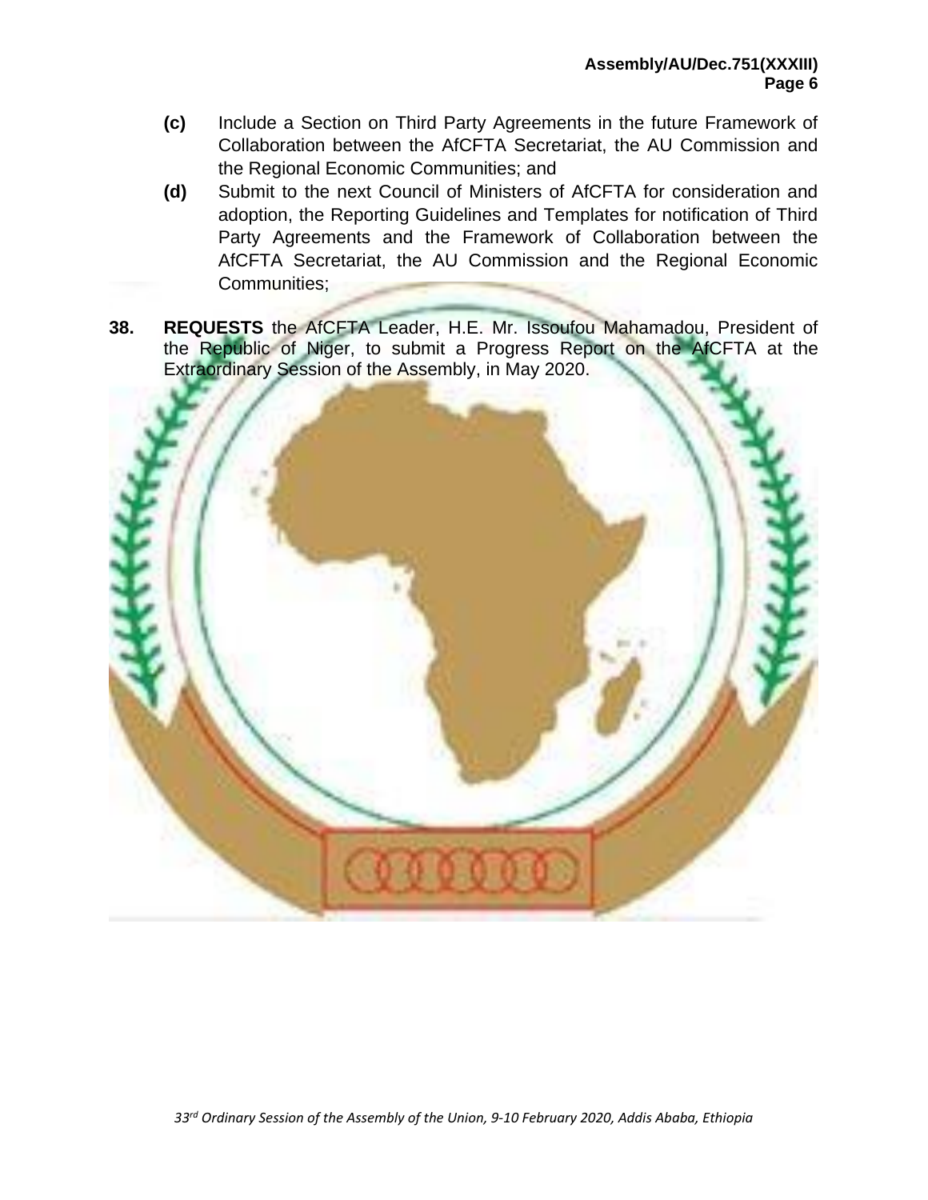(c) Include a Section on Third Party Agreements in the future Framework of Collaboration between the AfCFTA Secretariat, the AU Commission and the Regional Economic Communities; and

(d) Submit to the next Council of Ministers of AfCFTA for consideration and adoption, the Reporting Guidelines and Templates for notification of Third Party Agreements and the Framework of Collaboration between the AfCFTA Secretariat, the AU Commission and the Regional Economic Communities;

**38. REQUESTS** the AfCFTA Leader, H.E. Mr. Issoufou Mahamadou, President of the Republic of Niger, to submit a Progress Report on the AfCFTA at the Extraordinary Session of the Assembly, in May 2020.